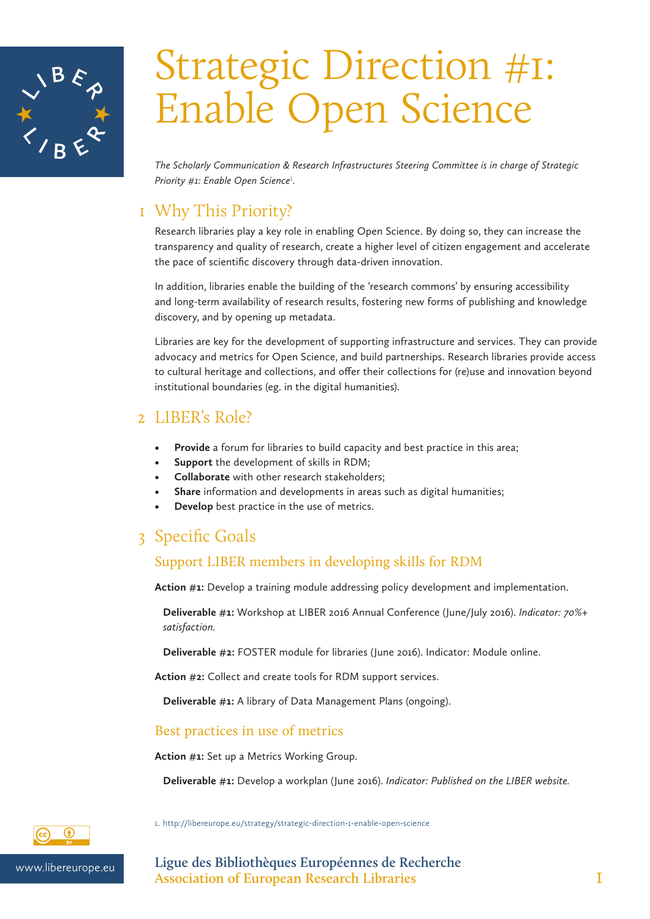# Strategic Direction #1: Enable Open Science

*The Scholarly Communication & Research Infrastructures Steering Committee is in charge of Strategic Priority #1: Enable Open Science*[1].

## 1 Why This Priority?

Research libraries play a key role in enabling Open Science. By doing so, they can increase the transparency and quality of research, create a higher level of citizen engagement and accelerate the pace of scientific discovery through data-driven innovation.

In addition, libraries enable the building of the 'research commons' by ensuring accessibility and long-term availability of research results, fostering new forms of publishing and knowledge discovery, and by opening up metadata.

Libraries are key for the development of supporting infrastructure and services. They can provide advocacy and metrics for Open Science, and build partnerships. Research libraries provide access to cultural heritage and collections, and offer their collections for (re)use and innovation beyond institutional boundaries (eg. in the digital humanities).

## 2 LIBER's Role?

- **Provide** a forum for libraries to build capacity and best practice in this area;
- **Support** the development of skills in RDM;
- **Collaborate** with other research stakeholders;
- **Share** information and developments in areas such as digital humanities;
- **Develop** best practice in the use of metrics.

## 3 Specific Goals

### Support LIBER members in developing skills for RDM

**Action #1:** Develop a training module addressing policy development and implementation.

**Deliverable #1:** Workshop at LIBER 2016 Annual Conference (June/July 2016). *Indicator: 70%+ satisfaction.*

**Deliverable #2:** FOSTER module for libraries (June 2016). Indicator: Module online.

**Action #2:** Collect and create tools for RDM support services.

**Deliverable #1:** A library of Data Management Plans (ongoing).

### Best practices in use of metrics

**Action #1:** Set up a Metrics Working Group.

**Deliverable #1:** Develop a workplan (June 2016). *Indicator: Published on the LIBER website.*

1. http://libereurope.eu/strategy/strategic-direction-1-enable-open-science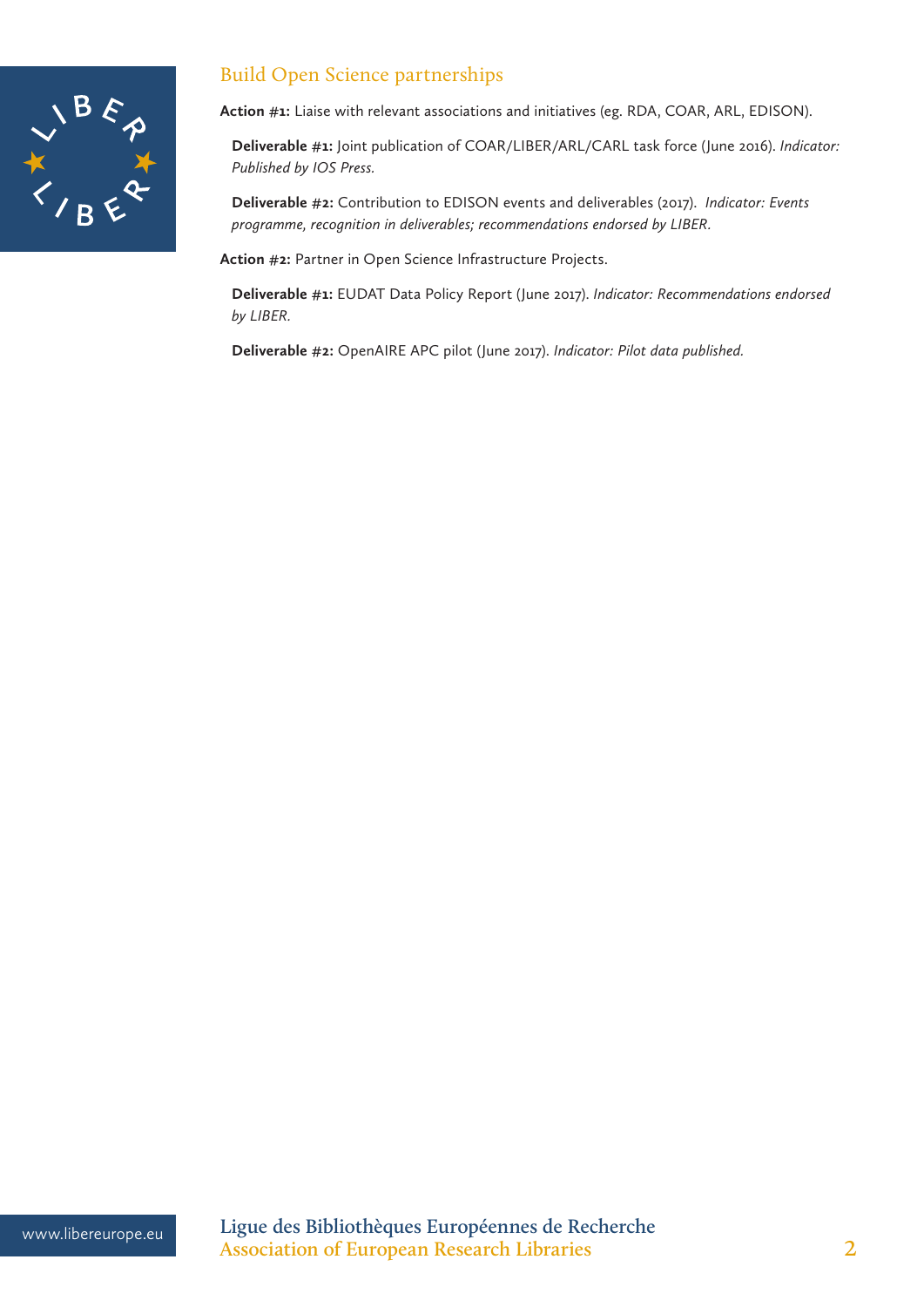## Build Open Science partnerships

**Action #1:** Liaise with relevant associations and initiatives (eg. RDA, COAR, ARL, EDISON).

**Deliverable #1:** Joint publication of COAR/LIBER/ARL/CARL task force (June 2016). *Indicator: Published by IOS Press.*

**Deliverable #2:** Contribution to EDISON events and deliverables (2017). *Indicator: Events programme, recognition in deliverables; recommendations endorsed by LIBER.*

**Action #2:** Partner in Open Science Infrastructure Projects.

**Deliverable #1:** EUDAT Data Policy Report (June 2017). *Indicator: Recommendations endorsed by LIBER.*

**Deliverable #2:** OpenAIRE APC pilot (June 2017). *Indicator: Pilot data published.*